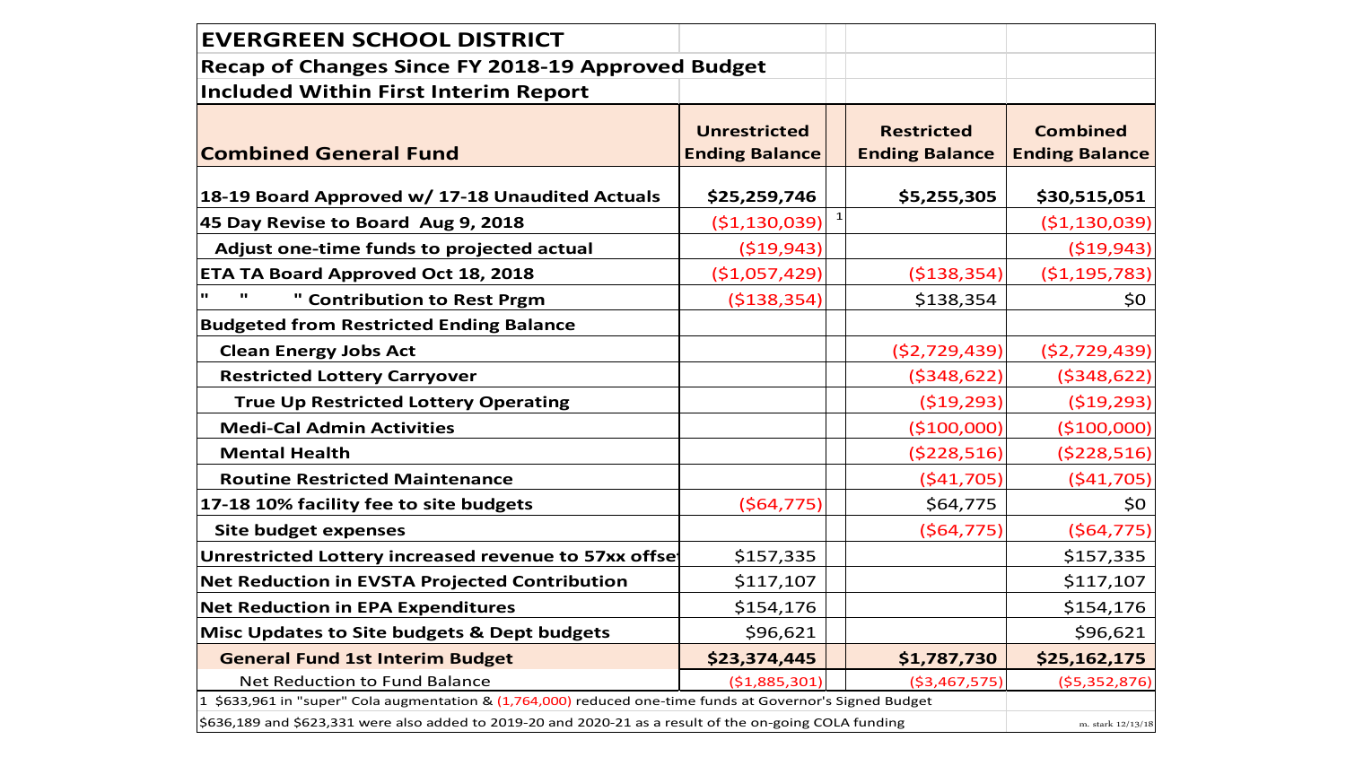# EVERGREEN SCHOOL DISTRICT

## Recap of Changes Since FY 2018-19 Approved Budget

## Included Within First Interim Report

| Combined General Fund | Unrestricted Ending Balance | | Restricted Ending Balance | Combined Ending Balance |
|---|---|---|---|---|
| **18-19 Board Approved w/ 17-18 Unaudited Actuals** | **$25,259,746** | | **$5,255,305** | **$30,515,051** |
| **45 Day Revise to Board Aug 9, 2018** | ($1,130,039) | 1 | | ($1,130,039) |
| **Adjust one-time funds to projected actual** | ($19,943) | | | ($19,943) |
| **ETA TA Board Approved Oct 18, 2018** | ($1,057,429) | | ($138,354) | ($1,195,783) |
| **" " " Contribution to Rest Prgm** | ($138,354) | | $138,354 | $0 |
| **Budgeted from Restricted Ending Balance** | | | | |
| **Clean Energy Jobs Act** | | | ($2,729,439) | ($2,729,439) |
| **Restricted Lottery Carryover** | | | ($348,622) | ($348,622) |
| **True Up Restricted Lottery Operating** | | | ($19,293) | ($19,293) |
| **Medi-Cal Admin Activities** | | | ($100,000) | ($100,000) |
| **Mental Health** | | | ($228,516) | ($228,516) |
| **Routine Restricted Maintenance** | | | ($41,705) | ($41,705) |
| **17-18 10% facility fee to site budgets** | ($64,775) | | $64,775 | $0 |
| **Site budget expenses** | | | ($64,775) | ($64,775) |
| **Unrestricted Lottery increased revenue to 57xx offset** | $157,335 | | | $157,335 |
| **Net Reduction in EVSTA Projected Contribution** | $117,107 | | | $117,107 |
| **Net Reduction in EPA Expenditures** | $154,176 | | | $154,176 |
| **Misc Updates to Site budgets & Dept budgets** | $96,621 | | | $96,621 |
| **General Fund 1st Interim Budget** | **$23,374,445** | | **$1,787,730** | **$25,162,175** |
| Net Reduction to Fund Balance | ($1,885,301) | | ($3,467,575) | ($5,352,876) |

1 $633,961 in "super" Cola augmentation & (1,764,000) reduced one-time funds at Governor's Signed Budget

$636,189 and $623,331 were also added to 2019-20 and 2020-21 as a result of the on-going COLA funding

m. stark 12/13/18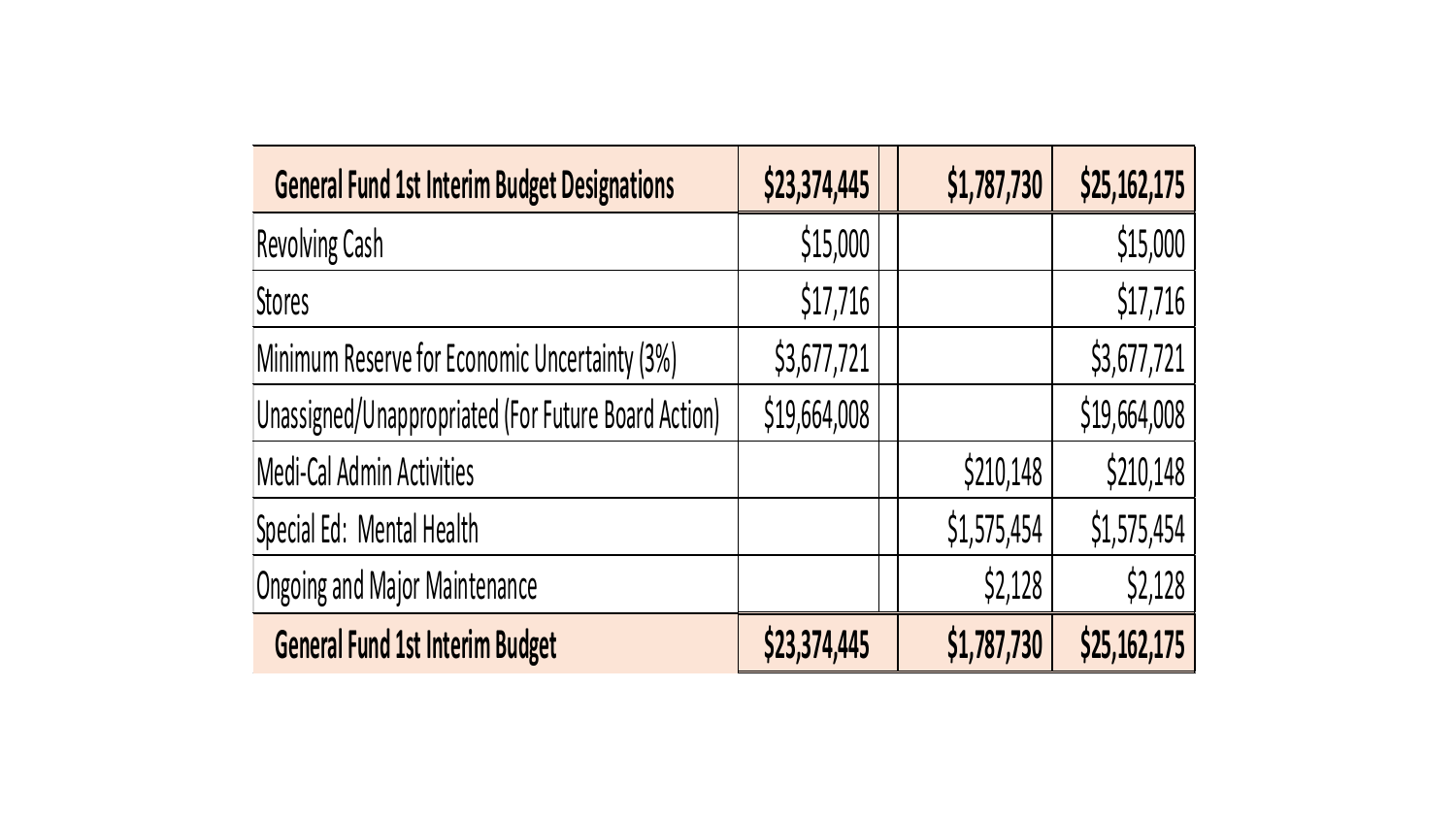| General Fund 1st Interim Budget Designations | $23,374,445 | $1,787,730 | $25,162,175 |
|---|---|---|---|
| Revolving Cash | $15,000 | | $15,000 |
| Stores | $17,716 | | $17,716 |
| Minimum Reserve for Economic Uncertainty (3%) | $3,677,721 | | $3,677,721 |
| Unassigned/Unappropriated (For Future Board Action) | $19,664,008 | | $19,664,008 |
| Medi-Cal Admin Activities | | $210,148 | $210,148 |
| Special Ed: Mental Health | | $1,575,454 | $1,575,454 |
| Ongoing and Major Maintenance | | $2,128 | $2,128 |
| **General Fund 1st Interim Budget** | **$23,374,445** | **$1,787,730** | **$25,162,175** |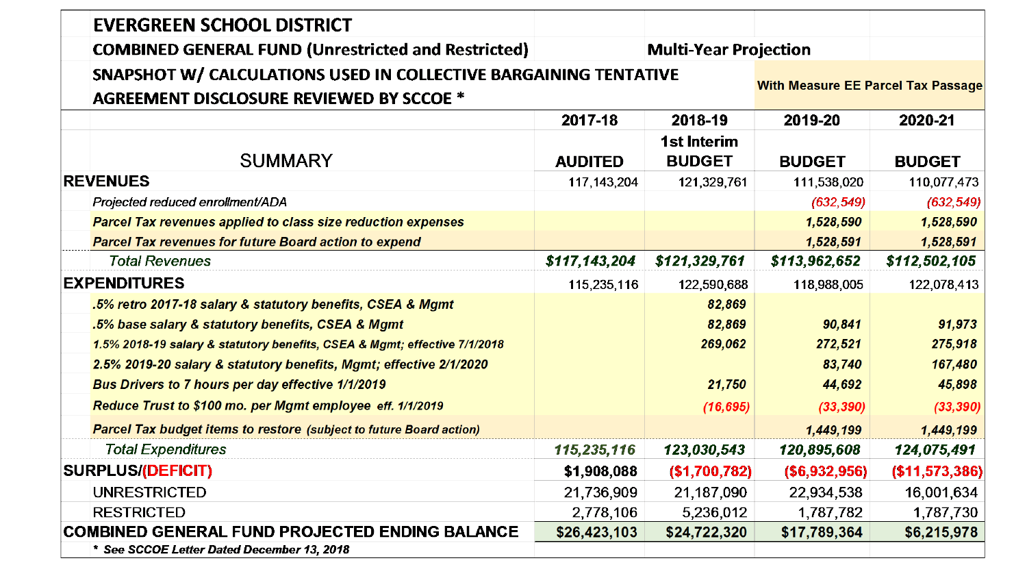# EVERGREEN SCHOOL DISTRICT

## COMBINED GENERAL FUND (Unrestricted and Restricted) — Multi-Year Projection

## SNAPSHOT W/ CALCULATIONS USED IN COLLECTIVE BARGAINING TENTATIVE AGREEMENT DISCLOSURE REVIEWED BY SCCOE *

| SUMMARY | 2017-18 AUDITED | 2018-19 1st Interim BUDGET | 2019-20 BUDGET (With Measure EE Parcel Tax Passage) | 2020-21 BUDGET (With Measure EE Parcel Tax Passage) |
|---|---|---|---|---|
| **REVENUES** | 117,143,204 | 121,329,761 | 111,538,020 | 110,077,473 |
| *Projected reduced enrollment/ADA* | | | (632,549) | (632,549) |
| ***Parcel Tax revenues applied to class size reduction expenses*** | | | 1,528,590 | 1,528,590 |
| ***Parcel Tax revenues for future Board action to expend*** | | | 1,528,591 | 1,528,591 |
| *Total Revenues* | **$117,143,204** | **$121,329,761** | **$113,962,652** | **$112,502,105** |
| **EXPENDITURES** | 115,235,116 | 122,590,688 | 118,988,005 | 122,078,413 |
| ***.5% retro 2017-18 salary & statutory benefits, CSEA & Mgmt*** | | 82,869 | | |
| ***.5% base salary & statutory benefits, CSEA & Mgmt*** | | 82,869 | 90,841 | 91,973 |
| ***1.5% 2018-19 salary & statutory benefits, CSEA & Mgmt; effective 7/1/2018*** | | 269,062 | 272,521 | 275,918 |
| ***2.5% 2019-20 salary & statutory benefits, Mgmt; effective 2/1/2020*** | | | 83,740 | 167,480 |
| ***Bus Drivers to 7 hours per day effective 1/1/2019*** | | 21,750 | 44,692 | 45,898 |
| ***Reduce Trust to $100 mo. per Mgmt employee eff. 1/1/2019*** | | (16,695) | (33,390) | (33,390) |
| ***Parcel Tax budget items to restore (subject to future Board action)*** | | | 1,449,199 | 1,449,199 |
| *Total Expenditures* | **115,235,116** | **123,030,543** | **120,895,608** | **124,075,491** |
| **SURPLUS/(DEFICIT)** | **$1,908,088** | **($1,700,782)** | **($6,932,956)** | **($11,573,386)** |
| UNRESTRICTED | 21,736,909 | 21,187,090 | 22,934,538 | 16,001,634 |
| RESTRICTED | 2,778,106 | 5,236,012 | 1,787,782 | 1,787,730 |
| **COMBINED GENERAL FUND PROJECTED ENDING BALANCE** | **$26,423,103** | **$24,722,320** | **$17,789,364** | **$6,215,978** |

*** See SCCOE Letter Dated December 13, 2018**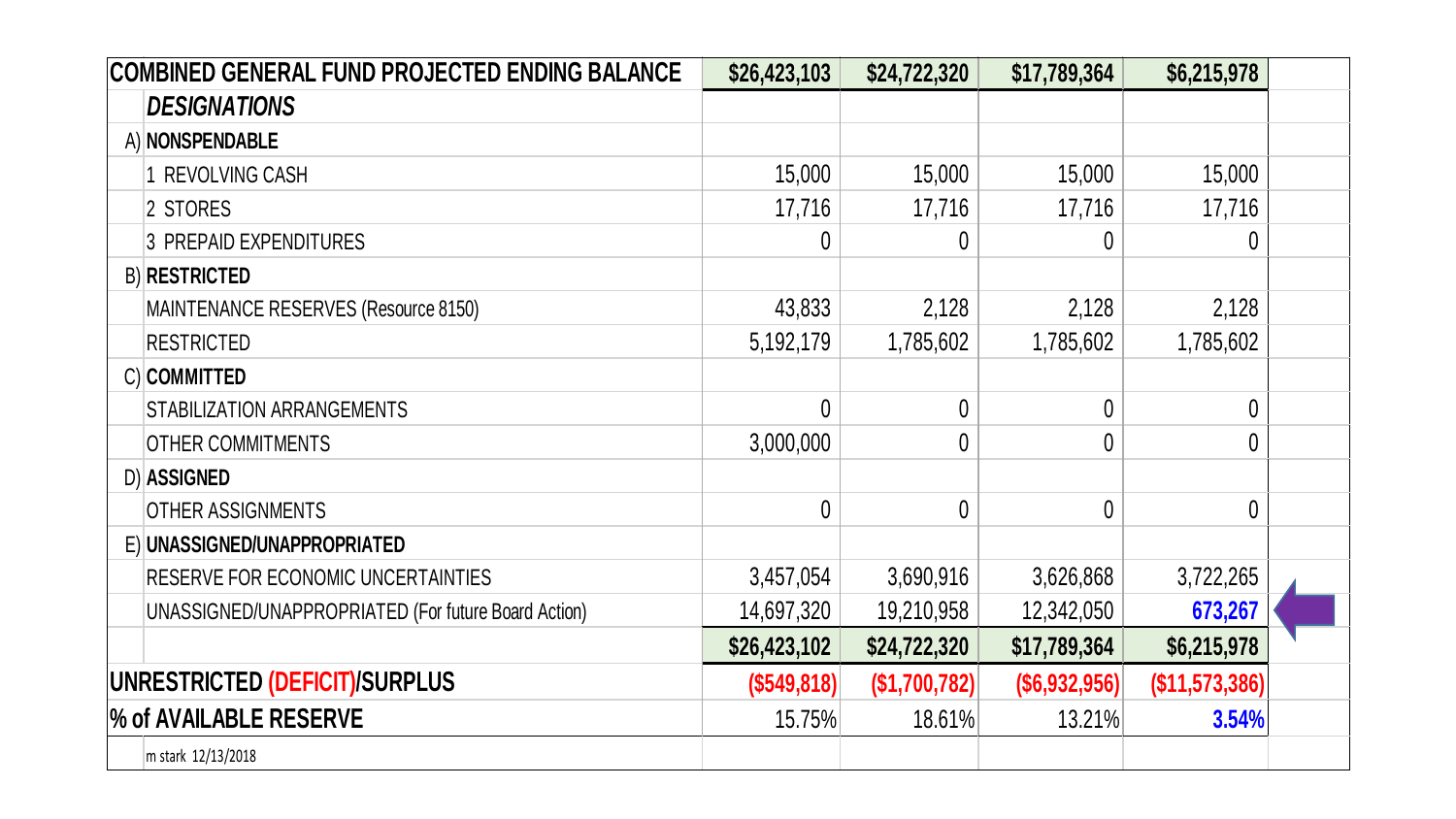| | | | | | |
|---|---|---|---|---|---|
| **COMBINED GENERAL FUND PROJECTED ENDING BALANCE** | | **$26,423,103** | **$24,722,320** | **$17,789,364** | **$6,215,978** |
| | ***DESIGNATIONS*** | | | | |
| A) | **NONSPENDABLE** | | | | |
| | 1 REVOLVING CASH | 15,000 | 15,000 | 15,000 | 15,000 |
| | 2 STORES | 17,716 | 17,716 | 17,716 | 17,716 |
| | 3 PREPAID EXPENDITURES | 0 | 0 | 0 | 0 |
| B) | **RESTRICTED** | | | | |
| | MAINTENANCE RESERVES (Resource 8150) | 43,833 | 2,128 | 2,128 | 2,128 |
| | RESTRICTED | 5,192,179 | 1,785,602 | 1,785,602 | 1,785,602 |
| C) | **COMMITTED** | | | | |
| | STABILIZATION ARRANGEMENTS | 0 | 0 | 0 | 0 |
| | OTHER COMMITMENTS | 3,000,000 | 0 | 0 | 0 |
| D) | **ASSIGNED** | | | | |
| | OTHER ASSIGNMENTS | 0 | 0 | 0 | 0 |
| E) | **UNASSIGNED/UNAPPROPRIATED** | | | | |
| | RESERVE FOR ECONOMIC UNCERTAINTIES | 3,457,054 | 3,690,916 | 3,626,868 | 3,722,265 |
| | UNASSIGNED/UNAPPROPRIATED (For future Board Action) | 14,697,320 | 19,210,958 | 12,342,050 | **673,267** |
| | | **$26,423,102** | **$24,722,320** | **$17,789,364** | **$6,215,978** |
| **UNRESTRICTED (DEFICIT)/SURPLUS** | | **($549,818)** | **($1,700,782)** | **($6,932,956)** | **($11,573,386)** |
| **% of AVAILABLE RESERVE** | | 15.75% | 18.61% | 13.21% | **3.54%** |
| | m stark 12/13/2018 | | | | |